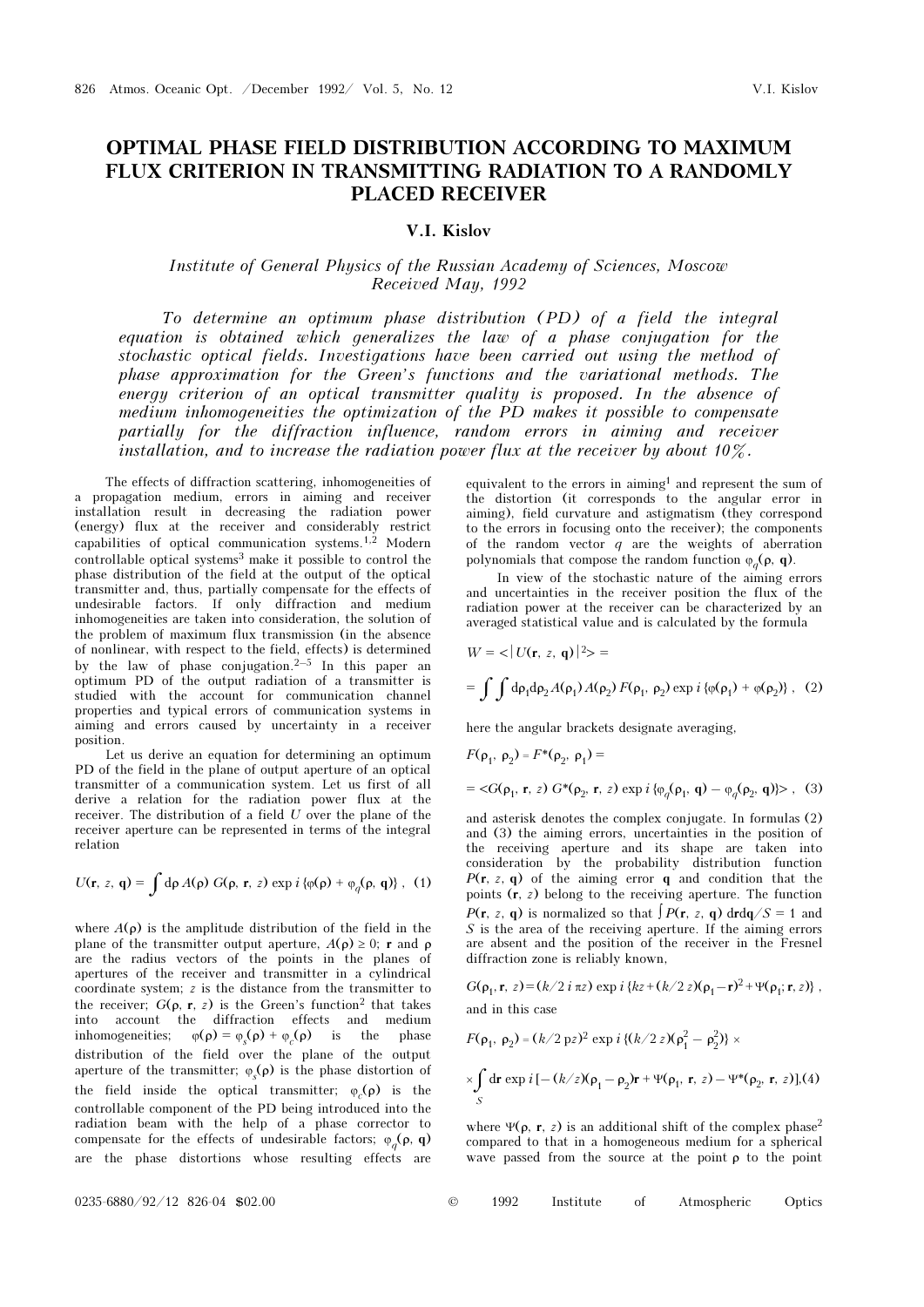# OPTIMAL PHASE FIELD DISTRIBUTION ACCORDING TO MAXIMUM FLUX CRITERION IN TRANSMITTING RADIATION TO A RANDOMLY PLACED RECEIVER

**V.I. Kislov**

*Institute of General Physics of the Russian Academy of Sciences, Moscow*
*Received May, 1992*

*To determine an optimum phase distribution (PD) of a field the integral equation is obtained which generalizes the law of a phase conjugation for the stochastic optical fields. Investigations have been carried out using the method of phase approximation for the Green's functions and the variational methods. The energy criterion of an optical transmitter quality is proposed. In the absence of medium inhomogeneities the optimization of the PD makes it possible to compensate partially for the diffraction influence, random errors in aiming and receiver installation, and to increase the radiation power flux at the receiver by about 10%.*

The effects of diffraction scattering, inhomogeneities of a propagation medium, errors in aiming and receiver installation result in decreasing the radiation power (energy) flux at the receiver and considerably restrict capabilities of optical communication systems.[1,2] Modern controllable optical systems[3] make it possible to control the phase distribution of the field at the output of the optical transmitter and, thus, partially compensate for the effects of undesirable factors. If only diffraction and medium inhomogeneities are taken into consideration, the solution of the problem of maximum flux transmission (in the absence of nonlinear, with respect to the field, effects) is determined by the law of phase conjugation.[2–5] In this paper an optimum PD of the output radiation of a transmitter is studied with the account for communication channel properties and typical errors of communication systems in aiming and errors caused by uncertainty in a receiver position.

Let us derive an equation for determining an optimum PD of the field in the plane of output aperture of an optical transmitter of a communication system. Let us first of all derive a relation for the radiation power flux at the receiver. The distribution of a field $U$ over the plane of the receiver aperture can be represented in terms of the integral relation

$$U(\mathbf{r},\, z,\, \mathbf{q}) = \int \mathrm{d}\rho\, A(\rho)\, G(\rho,\, \mathbf{r},\, z)\, \exp i\,\{\varphi(\rho) + \varphi_q(\rho,\, \mathbf{q})\}\,, \quad (1)$$

where $A(\rho)$ is the amplitude distribution of the field in the plane of the transmitter output aperture, $A(\rho) \geq 0$; $\mathbf{r}$ and $\rho$ are the radius vectors of the points in the planes of apertures of the receiver and transmitter in a cylindrical coordinate system; $z$ is the distance from the transmitter to the receiver; $G(\rho, \mathbf{r}, z)$ is the Green's function[2] that takes into account the diffraction effects and medium inhomogeneities; $\varphi(\rho) = \varphi_s(\rho) + \varphi_c(\rho)$ is the phase distribution of the field over the plane of the output aperture of the transmitter; $\varphi_s(\rho)$ is the phase distortion of the field inside the optical transmitter; $\varphi_c(\rho)$ is the controllable component of the PD being introduced into the radiation beam with the help of a phase corrector to compensate for the effects of undesirable factors; $\varphi_q(\rho, \mathbf{q})$ are the phase distortions whose resulting effects are equivalent to the errors in aiming[1] and represent the sum of the distortion (it corresponds to the angular error in aiming), field curvature and astigmatism (they correspond to the errors in focusing onto the receiver); the components of the random vector $q$ are the weights of aberration polynomials that compose the random function $\varphi_q(\rho, \mathbf{q})$.

In view of the stochastic nature of the aiming errors and uncertainties in the receiver position the flux of the radiation power at the receiver can be characterized by an averaged statistical value and is calculated by the formula

$$W = \langle |U(\mathbf{r},\, z,\, \mathbf{q})|^2 \rangle =$$

$$= \int\int \mathrm{d}\rho_1 \mathrm{d}\rho_2\, A(\rho_1)\, A(\rho_2)\, F(\rho_1,\, \rho_2)\, \exp i\,\{\varphi(\rho_1) + \varphi(\rho_2)\}\,, \quad (2)$$

here the angular brackets designate averaging,

$$F(\rho_1,\, \rho_2) = F^*(\rho_2,\, \rho_1) =$$

$$= \langle G(\rho_1,\, \mathbf{r},\, z)\, G^*(\rho_2,\, \mathbf{r},\, z)\, \exp i\,\{\varphi_q(\rho_1,\, \mathbf{q}) - \varphi_q(\rho_2,\, \mathbf{q})\} \rangle\,, \quad (3)$$

and asterisk denotes the complex conjugate. In formulas (2) and (3) the aiming errors, uncertainties in the position of the receiving aperture and its shape are taken into consideration by the probability distribution function $P(\mathbf{r}, z, \mathbf{q})$ of the aiming error $\mathbf{q}$ and condition that the points $(\mathbf{r}, z)$ belong to the receiving aperture. The function $P(\mathbf{r}, z, \mathbf{q})$ is normalized so that $\int P(\mathbf{r}, z, \mathbf{q})\, \mathrm{d}\mathbf{r}\mathrm{d}\mathbf{q}/S = 1$ and $S$ is the area of the receiving aperture. If the aiming errors are absent and the position of the receiver in the Fresnel diffraction zone is reliably known,

$$G(\rho_1, \mathbf{r},\, z) = (k/2\, i\, \pi z)\, \exp i\,\{kz + (k/2\, z)(\rho_1 - \mathbf{r})^2 + \Psi(\rho_1;\, \mathbf{r},\, z)\}\,,$$

and in this case

$$F(\rho_1,\, \rho_2) = (k/2\, \mathrm{p} z)^2\, \exp i\,\{(k/2\, z)(\rho_1^2 - \rho_2^2)\} \times$$

$$\times \int_S \mathrm{d}\mathbf{r}\, \exp i\,[-(k/z)(\rho_1 - \rho_2)\mathbf{r} + \Psi(\rho_1,\, \mathbf{r},\, z) - \Psi^*(\rho_2,\, \mathbf{r},\, z)], \quad (4)$$

where $\Psi(\rho, \mathbf{r}, z)$ is an additional shift of the complex phase[2] compared to that in a homogeneous medium for a spherical wave passed from the source at the point $\rho$ to the point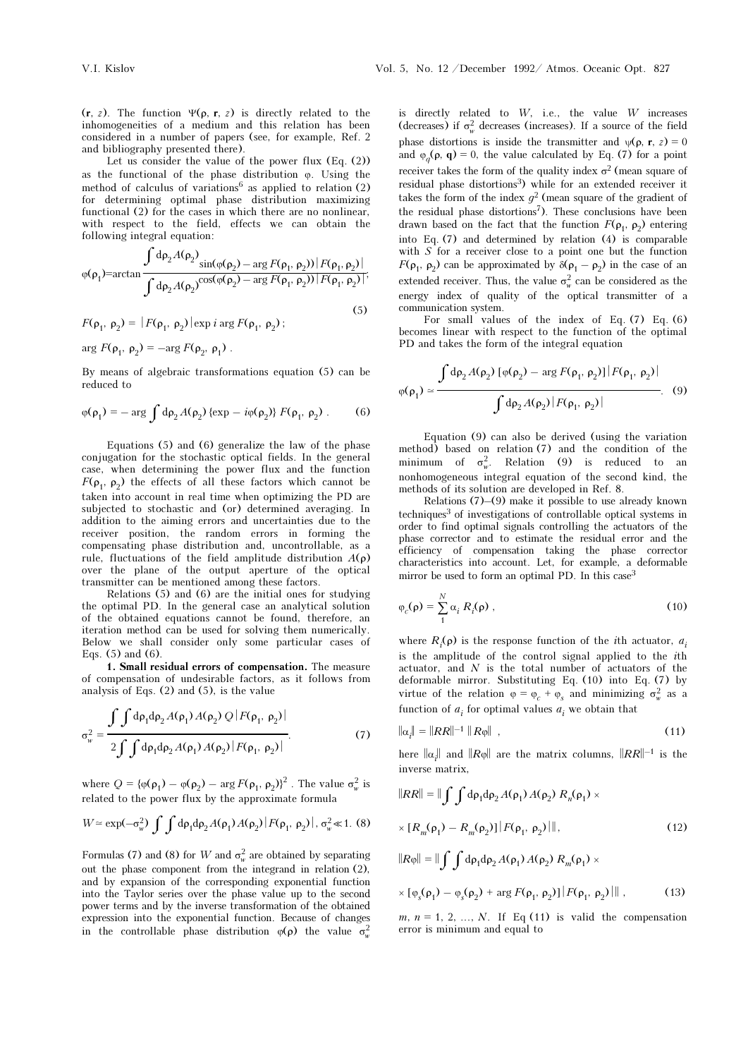($\mathbf{r}$, $z$). The function $\Psi(\rho, \mathbf{r}, z)$ is directly related to the inhomogeneities of a medium and this relation has been considered in a number of papers (see, for example, Ref. 2 and bibliography presented there).

Let us consider the value of the power flux (Eq. (2)) as the functional of the phase distribution $\varphi$. Using the method of calculus of variations[6] as applied to relation (2) for determining optimal phase distribution maximizing functional (2) for the cases in which there are no nonlinear, with respect to the field, effects we can obtain the following integral equation:

$$\varphi(\rho_1)=\arctan\frac{\int d\rho_2 A(\rho_2)\sin(\varphi(\rho_2)-\arg F(\rho_1,\rho_2))|F(\rho_1,\rho_2)|}{\int d\rho_2 A(\rho_2)\cos(\varphi(\rho_2)-\arg F(\rho_1,\rho_2))|F(\rho_1,\rho_2)|};$$

$$F(\rho_1,\rho_2)=|F(\rho_1,\rho_2)|\exp i\arg F(\rho_1,\rho_2);\qquad(5)$$

$$\arg F(\rho_1,\rho_2)=-\arg F(\rho_2,\rho_1).$$

By means of algebraic transformations equation (5) can be reduced to

$$\varphi(\rho_1)=-\arg\int d\rho_2 A(\rho_2)\{\exp-i\varphi(\rho_2)\}\,F(\rho_1,\rho_2).\qquad(6)$$

Equations (5) and (6) generalize the law of the phase conjugation for the stochastic optical fields. In the general case, when determining the power flux and the function $F(\rho_1, \rho_2)$ the effects of all these factors which cannot be taken into account in real time when optimizing the PD are subjected to stochastic and (or) determined averaging. In addition to the aiming errors and uncertainties due to the receiver position, the random errors in forming the compensating phase distribution and, uncontrollable, as a rule, fluctuations of the field amplitude distribution $A(\rho)$ over the plane of the output aperture of the optical transmitter can be mentioned among these factors.

Relations (5) and (6) are the initial ones for studying the optimal PD. In the general case an analytical solution of the obtained equations cannot be found, therefore, an iteration method can be used for solving them numerically. Below we shall consider only some particular cases of Eqs. (5) and (6).

**1. Small residual errors of compensation.** The measure of compensation of undesirable factors, as it follows from analysis of Eqs. (2) and (5), is the value

$$\sigma_w^2=\frac{\int\int d\rho_1 d\rho_2 A(\rho_1)A(\rho_2)\,Q\,|F(\rho_1,\rho_2)|}{2\int\int d\rho_1 d\rho_2 A(\rho_1)A(\rho_2)|F(\rho_1,\rho_2)|},\qquad(7)$$

where $Q=\{\varphi(\rho_1)-\varphi(\rho_2)-\arg F(\rho_1,\rho_2)\}^2$. The value $\sigma_w^2$ is related to the power flux by the approximate formula

$$W\simeq\exp(-\sigma_w^2)\int\int d\rho_1 d\rho_2 A(\rho_1)A(\rho_2)|F(\rho_1,\rho_2)|,\ \sigma_w^2\ll 1.\ (8)$$

Formulas (7) and (8) for $W$ and $\sigma_w^2$ are obtained by separating out the phase component from the integrand in relation (2), and by expansion of the corresponding exponential function into the Taylor series over the phase value up to the second power terms and by the inverse transformation of the obtained expression into the exponential function. Because of changes in the controllable phase distribution $\varphi(\rho)$ the value $\sigma_w^2$ is directly related to $W$, i.e., the value $W$ increases (decreases) if $\sigma_w^2$ decreases (increases). If a source of the field phase distortions is inside the transmitter and $\psi(\rho, \mathbf{r}, z)=0$ and $\varphi_q(\rho, \mathbf{q})=0$, the value calculated by Eq. (7) for a point receiver takes the form of the quality index $\sigma^2$ (mean square of residual phase distortions[3]) while for an extended receiver it takes the form of the index $g^2$ (mean square of the gradient of the residual phase distortions[7]). These conclusions have been drawn based on the fact that the function $F(\rho_1, \rho_2)$ entering into Eq. (7) and determined by relation (4) is comparable with $S$ for a receiver close to a point one but the function $F(\rho_1, \rho_2)$ can be approximated by $\delta(\rho_1-\rho_2)$ in the case of an extended receiver. Thus, the value $\sigma_w^2$ can be considered as the energy index of quality of the optical transmitter of a communication system.

For small values of the index of Eq. (7) Eq. (6) becomes linear with respect to the function of the optimal PD and takes the form of the integral equation

$$\varphi(\rho_1)\simeq\frac{\int d\rho_2 A(\rho_2)\,[\varphi(\rho_2)-\arg F(\rho_1,\rho_2)]\,|F(\rho_1,\rho_2)|}{\int d\rho_2 A(\rho_2)|F(\rho_1,\rho_2)|}.\quad(9)$$

Equation (9) can also be derived (using the variation method) based on relation (7) and the condition of the minimum of $\sigma_w^2$. Relation (9) is reduced to an nonhomogeneous integral equation of the second kind, the methods of its solution are developed in Ref. 8.

Relations (7)–(9) make it possible to use already known techniques[3] of investigations of controllable optical systems in order to find optimal signals controlling the actuators of the phase corrector and to estimate the residual error and the efficiency of compensation taking the phase corrector characteristics into account. Let, for example, a deformable mirror be used to form an optimal PD. In this case[3]

$$\varphi_c(\rho)=\sum_1^N\alpha_i\,R_i(\rho),\qquad(10)$$

where $R_i(\rho)$ is the response function of the $i$th actuator, $a_i$ is the amplitude of the control signal applied to the $i$th actuator, and $N$ is the total number of actuators of the deformable mirror. Substituting Eq. (10) into Eq. (7) by virtue of the relation $\varphi=\varphi_c+\varphi_s$ and minimizing $\sigma_w^2$ as a function of $a_i$ for optimal values $a_i$ we obtain that

$$\|\alpha_i\|=\|RR\|^{-1}\,\|R\varphi\|,\qquad(11)$$

here $\|\alpha_i\|$ and $\|R\varphi\|$ are the matrix columns, $\|RR\|^{-1}$ is the inverse matrix,

$$\|RR\|=\|\int\int d\rho_1 d\rho_2 A(\rho_1)A(\rho_2)\,R_n(\rho_1)\times$$

$$\times[R_m(\rho_1)-R_m(\rho_2)]\,|F(\rho_1,\rho_2)|\,\|,\qquad(12)$$

$$\|R\varphi\|=\|\int\int d\rho_1 d\rho_2 A(\rho_1)A(\rho_2)\,R_m(\rho_1)\times$$

$$\times[\varphi_s(\rho_1)-\varphi_s(\rho_2)+\arg F(\rho_1,\rho_2)]\,|F(\rho_1,\rho_2)|\,\|,\qquad(13)$$

$m, n = 1, 2, \ldots, N$. If Eq (11) is valid the compensation error is minimum and equal to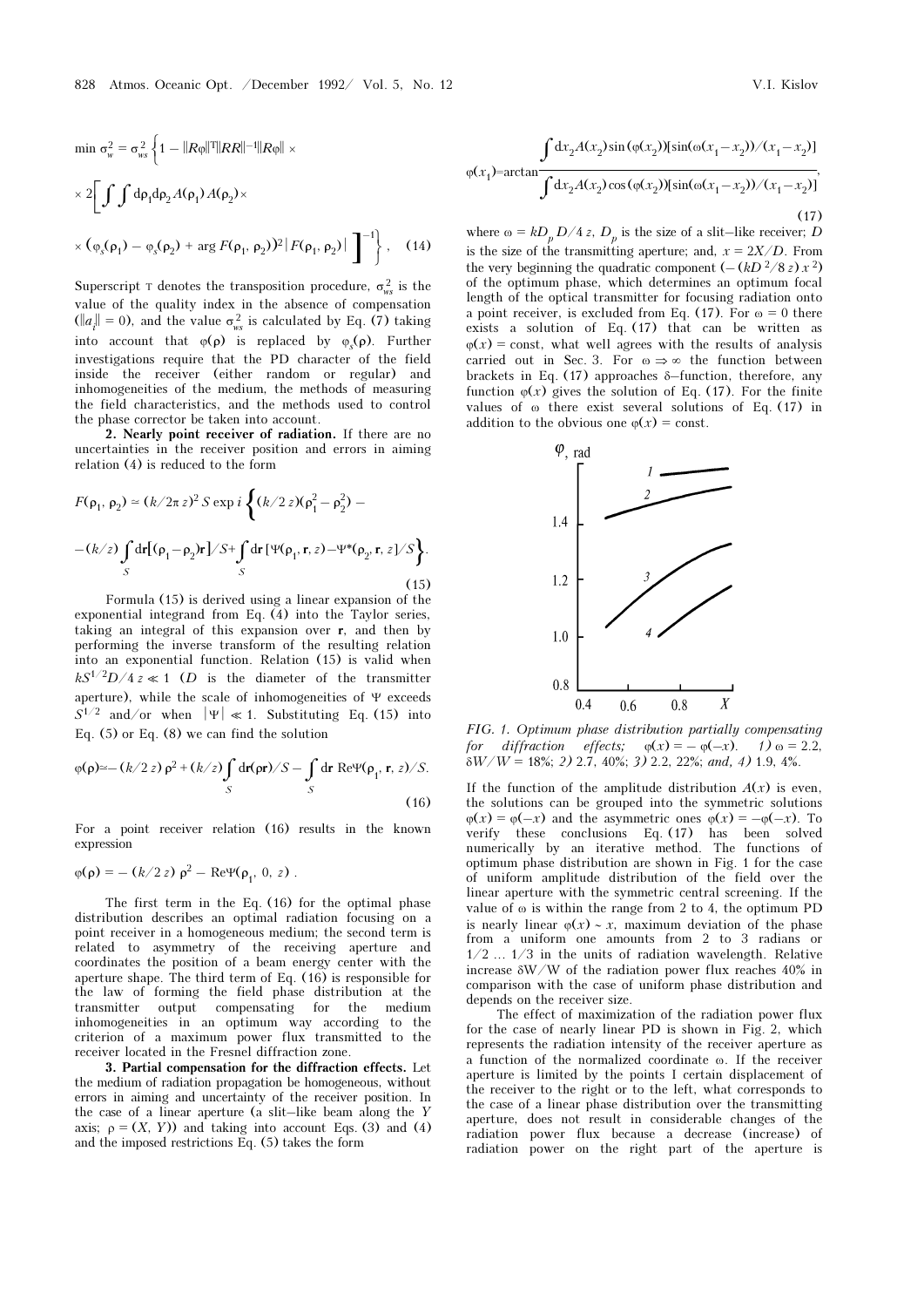$$\min \sigma_w^2 = \sigma_{ws}^2 \Bigg\{ 1 - \|R\varphi\|^{\mathrm{T}} \|RR\|^{-1} \|R\varphi\| \times$$

$$\times 2 \Bigg[ \int\int d\rho_1 d\rho_2 A(\rho_1) A(\rho_2) \times$$

$$\times \left(\varphi_s(\rho_1) - \varphi_s(\rho_2) + \arg F(\rho_1, \rho_2)\right)^2 |F(\rho_1, \rho_2)| \Bigg]^{-1} \Bigg\}, \quad (14)$$

Superscript T denotes the transposition procedure, $\sigma_{ws}^2$ is the value of the quality index in the absence of compensation ($\|a_i\| = 0$), and the value $\sigma_{ws}^2$ is calculated by Eq. (7) taking into account that $\varphi(\rho)$ is replaced by $\varphi_s(\rho)$. Further investigations require that the PD character of the field inside the receiver (either random or regular) and inhomogeneities of the medium, the methods of measuring the field characteristics, and the methods used to control the phase corrector be taken into account.

**2. Nearly point receiver of radiation.** If there are no uncertainties in the receiver position and errors in aiming relation (4) is reduced to the form

$$F(\rho_1, \rho_2) \simeq (k/2\pi z)^2 S \exp i \Bigg\{ (k/2z)(\rho_1^2 - \rho_2^2) -$$

$$-(k/z) \int_S d\mathbf{r} \left[ (\rho_1 - \rho_2)\mathbf{r} \right] / S + \int_S d\mathbf{r} \left[ \Psi(\rho_1, \mathbf{r}, z) - \Psi^*(\rho_2, \mathbf{r}, z) \right] / S \Bigg\}. \quad (15)$$

Formula (15) is derived using a linear expansion of the exponential integrand from Eq. (4) into the Taylor series, taking an integral of this expansion over $\mathbf{r}$, and then by performing the inverse transform of the resulting relation into an exponential function. Relation (15) is valid when $kS^{1/2}D/4z \ll 1$ ($D$ is the diameter of the transmitter aperture), while the scale of inhomogeneities of $\Psi$ exceeds $S^{1/2}$ and/or when $|\Psi| \ll 1$. Substituting Eq. (15) into Eq. (5) or Eq. (8) we can find the solution

$$\varphi(\rho) \simeq -(k/2z)\rho^2 + (k/z) \int_S d\mathbf{r}(\rho\mathbf{r})/S - \int_S d\mathbf{r}\, \mathrm{Re}\Psi(\rho_1, \mathbf{r}, z)/S. \quad (16)$$

For a point receiver relation (16) results in the known expression

$$\varphi(\rho) = -(k/2z)\rho^2 - \mathrm{Re}\Psi(\rho_1, 0, z).$$

The first term in the Eq. (16) for the optimal phase distribution describes an optimal radiation focusing on a point receiver in a homogeneous medium; the second term is related to asymmetry of the receiving aperture and coordinates the position of a beam energy center with the aperture shape. The third term of Eq. (16) is responsible for the law of forming the field phase distribution at the transmitter output compensating for the medium inhomogeneities in an optimum way according to the criterion of a maximum power flux transmitted to the receiver located in the Fresnel diffraction zone.

**3. Partial compensation for the diffraction effects.** Let the medium of radiation propagation be homogeneous, without errors in aiming and uncertainty of the receiver position. In the case of a linear aperture (a slit–like beam along the $Y$ axis; $\rho = (X, Y)$) and taking into account Eqs. (3) and (4) and the imposed restrictions Eq. (5) takes the form

$$\varphi(x_1) = \arctan \frac{\int dx_2 A(x_2) \sin(\varphi(x_2)) [\sin(\omega(x_1 - x_2))/(x_1 - x_2)]}{\int dx_2 A(x_2) \cos(\varphi(x_2)) [\sin(\omega(x_1 - x_2))/(x_1 - x_2)]}, \quad (17)$$

where $\omega = kD_p D/4z$, $D_p$ is the size of a slit–like receiver; $D$ is the size of the transmitting aperture; and, $x = 2X/D$. From the very beginning the quadratic component ($-(kD^2/8z)x^2$) of the optimum phase, which determines an optimum focal length of the optical transmitter for focusing radiation onto a point receiver, is excluded from Eq. (17). For $\omega = 0$ there exists a solution of Eq. (17) that can be written as $\varphi(x) = \mathrm{const}$, what well agrees with the results of analysis carried out in Sec. 3. For $\omega \Rightarrow \infty$ the function between brackets in Eq. (17) approaches $\delta$–function, therefore, any function $\varphi(x)$ gives the solution of Eq. (17). For the finite values of $\omega$ there exist several solutions of Eq. (17) in addition to the obvious one $\varphi(x) = \mathrm{const}$.

*FIG. 1. Optimum phase distribution partially compensating for diffraction effects; $\varphi(x) = -\varphi(-x)$. 1) $\omega = 2.2$, $\delta W/W = 18\%$; 2) 2.7, 40%; 3) 2.2, 22%; and, 4) 1.9, 4%.*

If the function of the amplitude distribution $A(x)$ is even, the solutions can be grouped into the symmetric solutions $\varphi(x) = \varphi(-x)$ and the asymmetric ones $\varphi(x) = -\varphi(-x)$. To verify these conclusions Eq. (17) has been solved numerically by an iterative method. The functions of optimum phase distribution are shown in Fig. 1 for the case of uniform amplitude distribution of the field over the linear aperture with the symmetric central screening. If the value of $\omega$ is within the range from 2 to 4, the optimum PD is nearly linear $\varphi(x) \sim x$, maximum deviation of the phase from a uniform one amounts from 2 to 3 radians or 1/2 ... 1/3 in the units of radiation wavelength. Relative increase $\delta W/W$ of the radiation power flux reaches 40% in comparison with the case of uniform phase distribution and depends on the receiver size.

The effect of maximization of the radiation power flux for the case of nearly linear PD is shown in Fig. 2, which represents the radiation intensity of the receiver aperture as a function of the normalized coordinate $\omega$. If the receiver aperture is limited by the points I certain displacement of the receiver to the right or to the left, what corresponds to the case of a linear phase distribution over the transmitting aperture, does not result in considerable changes of the radiation power flux because a decrease (increase) of radiation power on the right part of the aperture is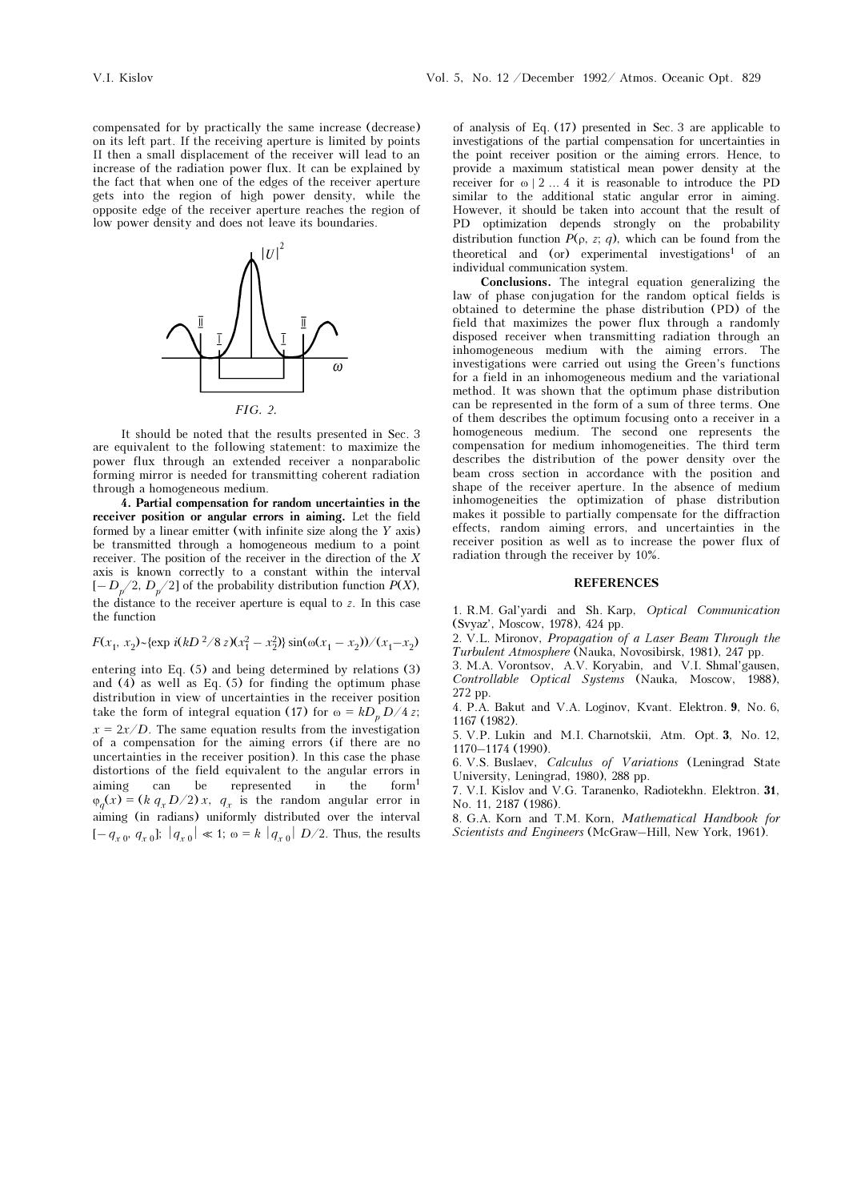compensated for by practically the same increase (decrease) on its left part. If the receiving aperture is limited by points II then a small displacement of the receiver will lead to an increase of the radiation power flux. It can be explained by the fact that when one of the edges of the receiver aperture gets into the region of high power density, while the opposite edge of the receiver aperture reaches the region of low power density and does not leave its boundaries.

$|U|^2$

II

I

I

II

$\omega$

*FIG. 2.*

It should be noted that the results presented in Sec. 3 are equivalent to the following statement: to maximize the power flux through an extended receiver a nonparabolic forming mirror is needed for transmitting coherent radiation through a homogeneous medium.

**4. Partial compensation for random uncertainties in the receiver position or angular errors in aiming.** Let the field formed by a linear emitter (with infinite size along the $Y$ axis) be transmitted through a homogeneous medium to a point receiver. The position of the receiver in the direction of the $X$ axis is known correctly to a constant within the interval $[-D_p/2, D_p/2]$ of the probability distribution function $P(X)$, the distance to the receiver aperture is equal to $z$. In this case the function

$$F(x_1, x_2) \sim \{\exp i(kD^2/8z)(x_1^2 - x_2^2)\} \sin(\omega(x_1 - x_2))/(x_1 - x_2)$$

entering into Eq. (5) and being determined by relations (3) and (4) as well as Eq. (5) for finding the optimum phase distribution in view of uncertainties in the receiver position take the form of integral equation (17) for $\omega = kD_p D/4z$; $x = 2x/D$. The same equation results from the investigation of a compensation for the aiming errors (if there are no uncertainties in the receiver position). In this case the phase distortions of the field equivalent to the angular errors in aiming can be represented in the form[1] $\varphi_q(x) = (k\, q_x D/2)\, x$, $q_x$ is the random angular error in aiming (in radians) uniformly distributed over the interval $[-q_{x\,0}, q_{x\,0}]$; $|q_{x\,0}| \ll 1$; $\omega = k\,|q_{x\,0}|\, D/2$. Thus, the results of analysis of Eq. (17) presented in Sec. 3 are applicable to investigations of the partial compensation for uncertainties in the point receiver position or the aiming errors. Hence, to provide a maximum statistical mean power density at the receiver for $\omega \mid 2 \ldots 4$ it is reasonable to introduce the PD similar to the additional static angular error in aiming. However, it should be taken into account that the result of PD optimization depends strongly on the probability distribution function $P(\rho, z; q)$, which can be found from the theoretical and (or) experimental investigations[1] of an individual communication system.

**Conclusions.** The integral equation generalizing the law of phase conjugation for the random optical fields is obtained to determine the phase distribution (PD) of the field that maximizes the power flux through a randomly disposed receiver when transmitting radiation through an inhomogeneous medium with the aiming errors. The investigations were carried out using the Green's functions for a field in an inhomogeneous medium and the variational method. It was shown that the optimum phase distribution can be represented in the form of a sum of three terms. One of them describes the optimum focusing onto a receiver in a homogeneous medium. The second one represents the compensation for medium inhomogeneities. The third term describes the distribution of the power density over the beam cross section in accordance with the position and shape of the receiver aperture. In the absence of medium inhomogeneities the optimization of phase distribution makes it possible to partially compensate for the diffraction effects, random aiming errors, and uncertainties in the receiver position as well as to increase the power flux of radiation through the receiver by 10%.

## REFERENCES

1. R.M. Gal'yardi and Sh. Karp, *Optical Communication* (Svyaz', Moscow, 1978), 424 pp.
2. V.L. Mironov, *Propagation of a Laser Beam Through the Turbulent Atmosphere* (Nauka, Novosibirsk, 1981), 247 pp.
3. M.A. Vorontsov, A.V. Koryabin, and V.I. Shmal'gausen, *Controllable Optical Systems* (Nauka, Moscow, 1988), 272 pp.
4. P.A. Bakut and V.A. Loginov, Kvant. Elektron. **9**, No. 6, 1167 (1982).
5. V.P. Lukin and M.I. Charnotskii, Atm. Opt. **3**, No. 12, 1170–1174 (1990).
6. V.S. Buslaev, *Calculus of Variations* (Leningrad State University, Leningrad, 1980), 288 pp.
7. V.I. Kislov and V.G. Taranenko, Radiotekhn. Elektron. **31**, No. 11, 2187 (1986).
8. G.A. Korn and T.M. Korn, *Mathematical Handbook for Scientists and Engineers* (McGraw–Hill, New York, 1961).